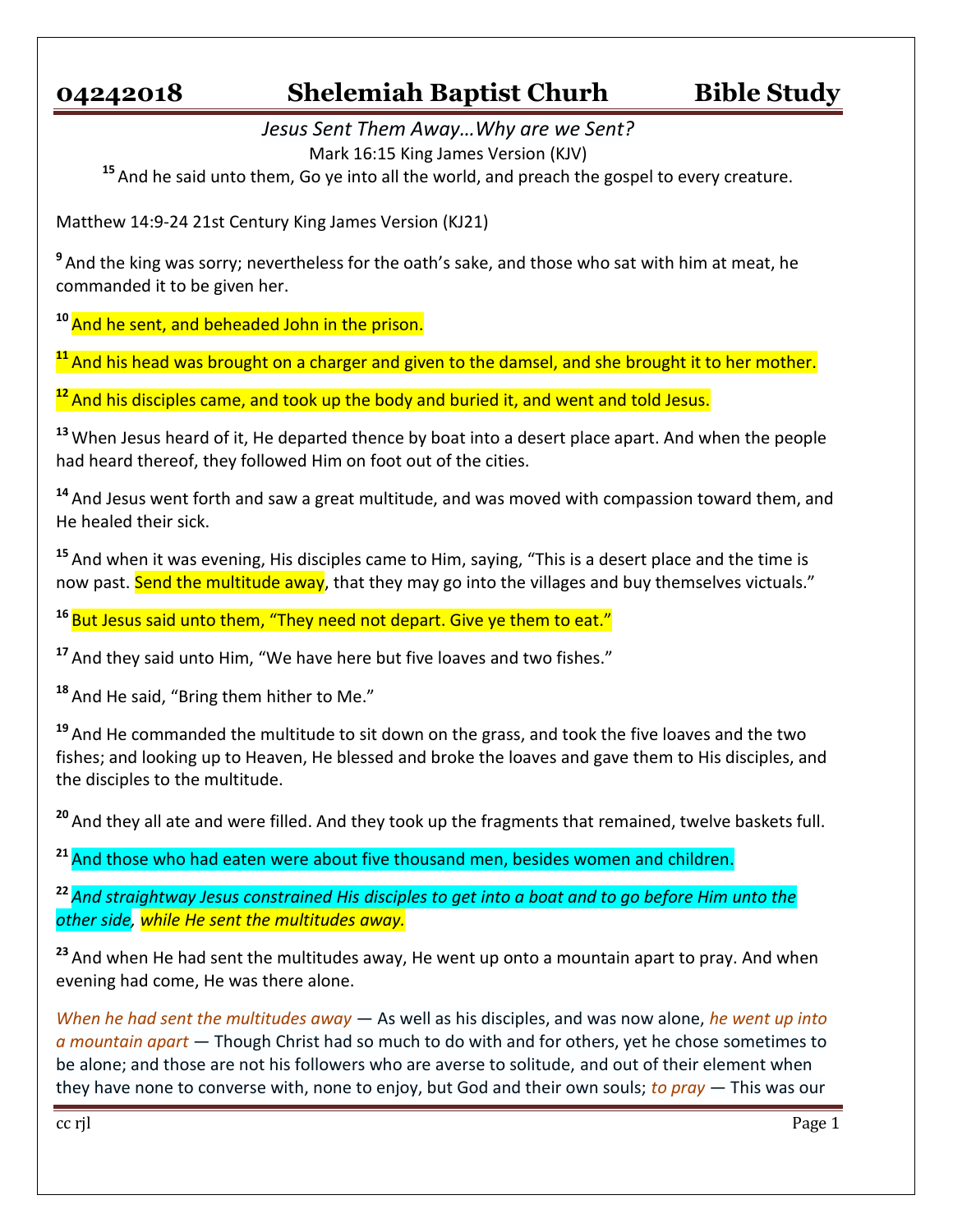# 04242018 Shelemiah Baptist Churh Bible Study

*Jesus Sent Them Away…Why are we Sent?*

Mark 16:15 King James Version (KJV)

[15] And he said unto them, Go ye into all the world, and preach the gospel to every creature.

Matthew 14:9-24 21st Century King James Version (KJ21)

[9] And the king was sorry; nevertheless for the oath's sake, and those who sat with him at meat, he commanded it to be given her.

[10] And he sent, and beheaded John in the prison.

[11] And his head was brought on a charger and given to the damsel, and she brought it to her mother.

[12] And his disciples came, and took up the body and buried it, and went and told Jesus.

[13] When Jesus heard of it, He departed thence by boat into a desert place apart. And when the people had heard thereof, they followed Him on foot out of the cities.

[14] And Jesus went forth and saw a great multitude, and was moved with compassion toward them, and He healed their sick.

[15] And when it was evening, His disciples came to Him, saying, "This is a desert place and the time is now past. Send the multitude away, that they may go into the villages and buy themselves victuals."

[16] But Jesus said unto them, "They need not depart. Give ye them to eat."

[17] And they said unto Him, "We have here but five loaves and two fishes."

[18] And He said, "Bring them hither to Me."

[19] And He commanded the multitude to sit down on the grass, and took the five loaves and the two fishes; and looking up to Heaven, He blessed and broke the loaves and gave them to His disciples, and the disciples to the multitude.

[20] And they all ate and were filled. And they took up the fragments that remained, twelve baskets full.

[21] And those who had eaten were about five thousand men, besides women and children.

[22] *And straightway Jesus constrained His disciples to get into a boat and to go before Him unto the other side, while He sent the multitudes away.*

[23] And when He had sent the multitudes away, He went up onto a mountain apart to pray. And when evening had come, He was there alone.

*When he had sent the multitudes away* — As well as his disciples, and was now alone, *he went up into a mountain apart* — Though Christ had so much to do with and for others, yet he chose sometimes to be alone; and those are not his followers who are averse to solitude, and out of their element when they have none to converse with, none to enjoy, but God and their own souls; *to pray* — This was our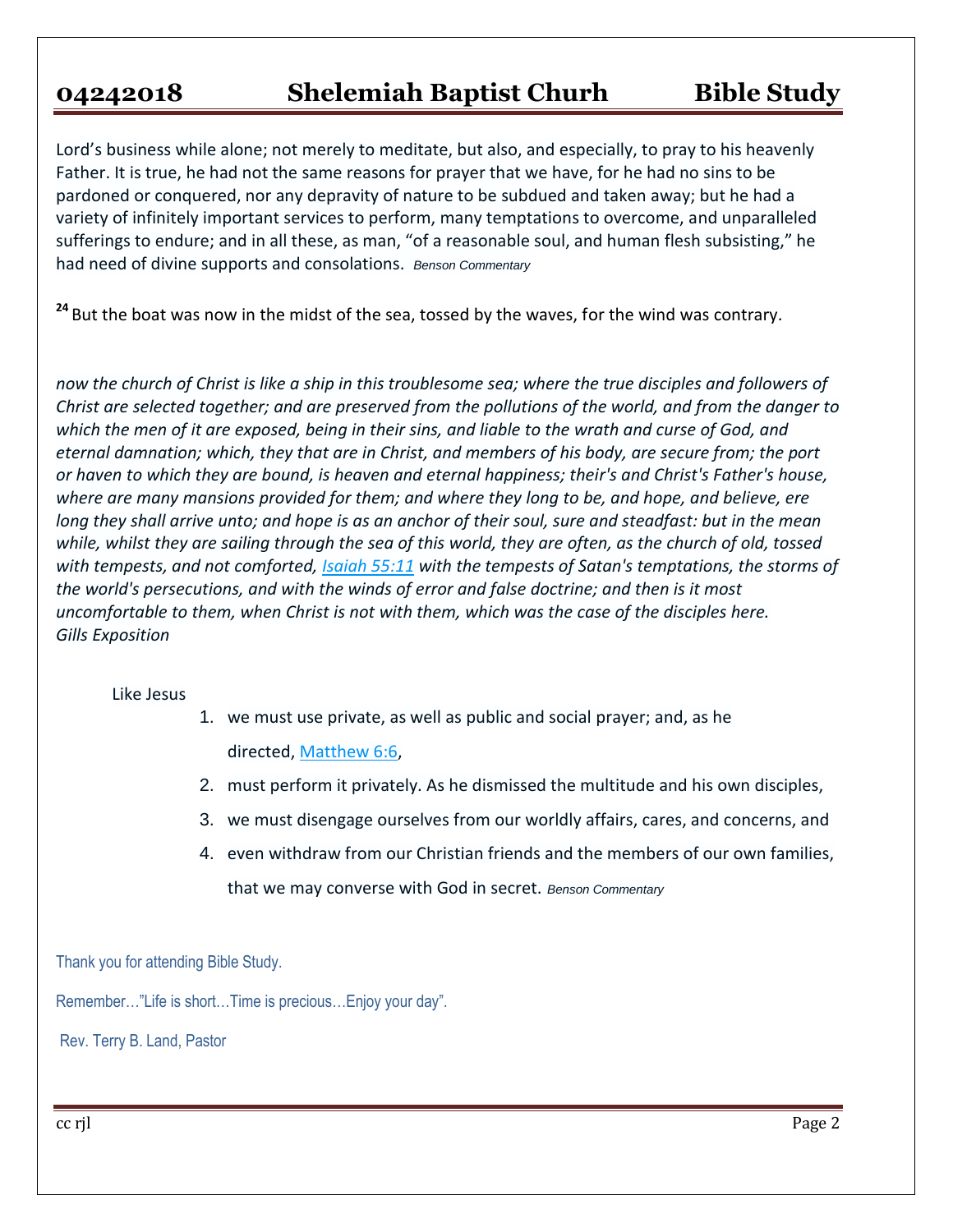Lord's business while alone; not merely to meditate, but also, and especially, to pray to his heavenly Father. It is true, he had not the same reasons for prayer that we have, for he had no sins to be pardoned or conquered, nor any depravity of nature to be subdued and taken away; but he had a variety of infinitely important services to perform, many temptations to overcome, and unparalleled sufferings to endure; and in all these, as man, "of a reasonable soul, and human flesh subsisting," he had need of divine supports and consolations. *Benson Commentary*

[24] But the boat was now in the midst of the sea, tossed by the waves, for the wind was contrary.

*now the church of Christ is like a ship in this troublesome sea; where the true disciples and followers of Christ are selected together; and are preserved from the pollutions of the world, and from the danger to which the men of it are exposed, being in their sins, and liable to the wrath and curse of God, and eternal damnation; which, they that are in Christ, and members of his body, are secure from; the port or haven to which they are bound, is heaven and eternal happiness; their's and Christ's Father's house, where are many mansions provided for them; and where they long to be, and hope, and believe, ere long they shall arrive unto; and hope is as an anchor of their soul, sure and steadfast: but in the mean while, whilst they are sailing through the sea of this world, they are often, as the church of old, tossed with tempests, and not comforted, Isaiah 55:11 with the tempests of Satan's temptations, the storms of the world's persecutions, and with the winds of error and false doctrine; and then is it most uncomfortable to them, when Christ is not with them, which was the case of the disciples here.*
*Gills Exposition*

Like Jesus

1. we must use private, as well as public and social prayer; and, as he directed, Matthew 6:6,
2. must perform it privately. As he dismissed the multitude and his own disciples,
3. we must disengage ourselves from our worldly affairs, cares, and concerns, and
4. even withdraw from our Christian friends and the members of our own families, that we may converse with God in secret. *Benson Commentary*

Thank you for attending Bible Study.

Remember…"Life is short…Time is precious…Enjoy your day".

Rev. Terry B. Land, Pastor

cc rjl